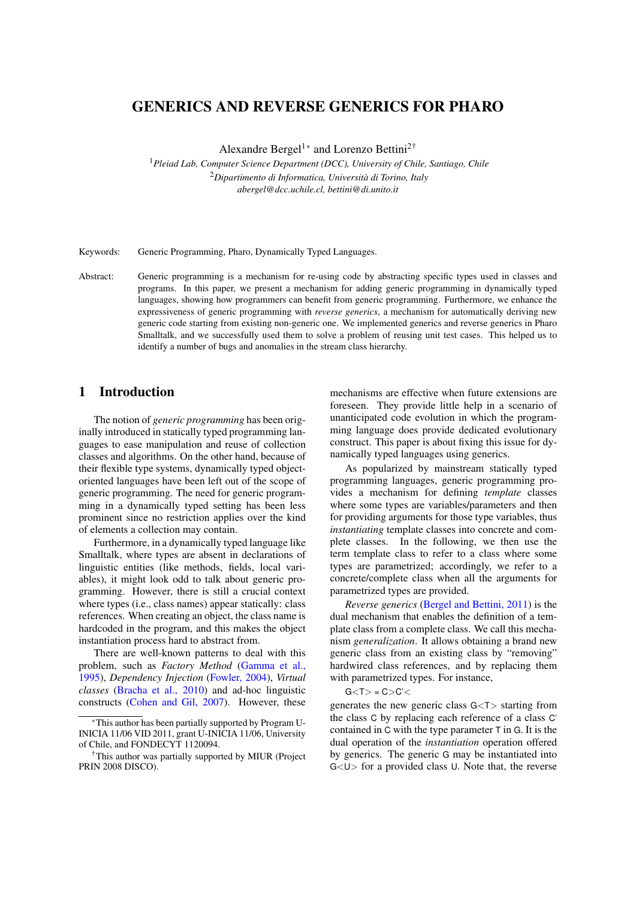# GENERICS AND REVERSE GENERICS FOR PHARO

Alexandre Bergel[1*] and Lorenzo Bettini[2†]

[1]*Pleiad Lab, Computer Science Department (DCC), University of Chile, Santiago, Chile*
[2]*Dipartimento di Informatica, Università di Torino, Italy*
*abergel@dcc.uchile.cl, bettini@di.unito.it*

Keywords: Generic Programming, Pharo, Dynamically Typed Languages.

Abstract: Generic programming is a mechanism for re-using code by abstracting specific types used in classes and programs. In this paper, we present a mechanism for adding generic programming in dynamically typed languages, showing how programmers can benefit from generic programming. Furthermore, we enhance the expressiveness of generic programming with *reverse generics*, a mechanism for automatically deriving new generic code starting from existing non-generic one. We implemented generics and reverse generics in Pharo Smalltalk, and we successfully used them to solve a problem of reusing unit test cases. This helped us to identify a number of bugs and anomalies in the stream class hierarchy.

## 1 Introduction

The notion of *generic programming* has been originally introduced in statically typed programming languages to ease manipulation and reuse of collection classes and algorithms. On the other hand, because of their flexible type systems, dynamically typed object-oriented languages have been left out of the scope of generic programming. The need for generic programming in a dynamically typed setting has been less prominent since no restriction applies over the kind of elements a collection may contain.

Furthermore, in a dynamically typed language like Smalltalk, where types are absent in declarations of linguistic entities (like methods, fields, local variables), it might look odd to talk about generic programming. However, there is still a crucial context where types (i.e., class names) appear statically: class references. When creating an object, the class name is hardcoded in the program, and this makes the object instantiation process hard to abstract from.

There are well-known patterns to deal with this problem, such as *Factory Method* (Gamma et al., 1995), *Dependency Injection* (Fowler, 2004), *Virtual classes* (Bracha et al., 2010) and ad-hoc linguistic constructs (Cohen and Gil, 2007). However, these mechanisms are effective when future extensions are foreseen. They provide little help in a scenario of unanticipated code evolution in which the programming language does provide dedicated evolutionary construct. This paper is about fixing this issue for dynamically typed languages using generics.

As popularized by mainstream statically typed programming languages, generic programming provides a mechanism for defining *template* classes where some types are variables/parameters and then for providing arguments for those type variables, thus *instantiating* template classes into concrete and complete classes. In the following, we then use the term template class to refer to a class where some types are parametrized; accordingly, we refer to a concrete/complete class when all the arguments for parametrized types are provided.

*Reverse generics* (Bergel and Bettini, 2011) is the dual mechanism that enables the definition of a template class from a complete class. We call this mechanism *generalization*. It allows obtaining a brand new generic class from an existing class by "removing" hardwired class references, and by replacing them with parametrized types. For instance,

G<T> = C>C'<

generates the new generic class G<T> starting from the class C by replacing each reference of a class C' contained in C with the type parameter T in G. It is the dual operation of the *instantiation* operation offered by generics. The generic G may be instantiated into G<U> for a provided class U. Note that, the reverse

---

*This author has been partially supported by Program U-INICIA 11/06 VID 2011, grant U-INICIA 11/06, University of Chile, and FONDECYT 1120094.

†This author was partially supported by MIUR (Project PRIN 2008 DISCO).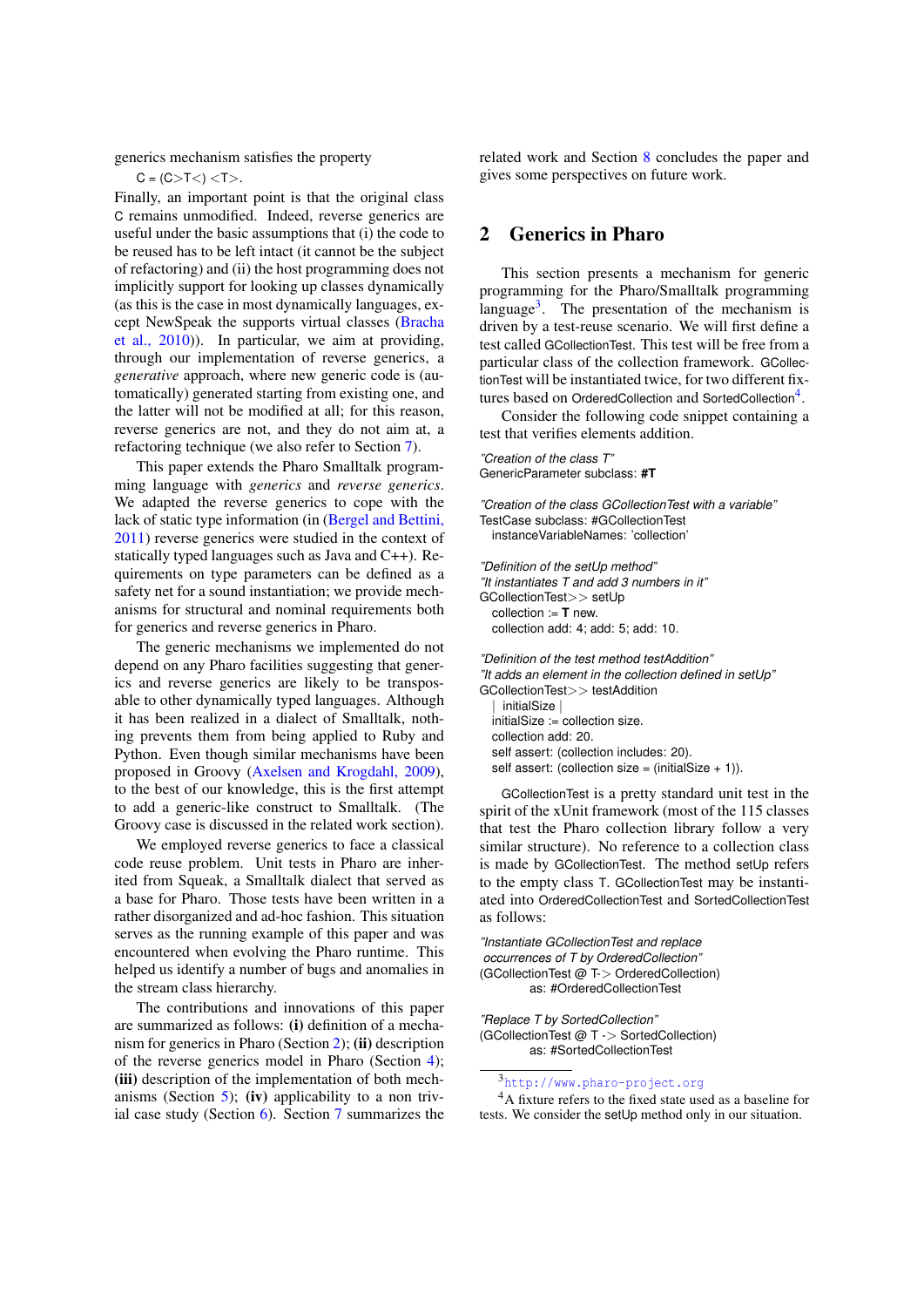generics mechanism satisfies the property

C = (C>T<) <T>.

Finally, an important point is that the original class C remains unmodified. Indeed, reverse generics are useful under the basic assumptions that (i) the code to be reused has to be left intact (it cannot be the subject of refactoring) and (ii) the host programming does not implicitly support for looking up classes dynamically (as this is the case in most dynamically languages, except NewSpeak the supports virtual classes (Bracha et al., 2010)). In particular, we aim at providing, through our implementation of reverse generics, a *generative* approach, where new generic code is (automatically) generated starting from existing one, and the latter will not be modified at all; for this reason, reverse generics are not, and they do not aim at, a refactoring technique (we also refer to Section 7).

This paper extends the Pharo Smalltalk programming language with *generics* and *reverse generics*. We adapted the reverse generics to cope with the lack of static type information (in (Bergel and Bettini, 2011) reverse generics were studied in the context of statically typed languages such as Java and C++). Requirements on type parameters can be defined as a safety net for a sound instantiation; we provide mechanisms for structural and nominal requirements both for generics and reverse generics in Pharo.

The generic mechanisms we implemented do not depend on any Pharo facilities suggesting that generics and reverse generics are likely to be transposable to other dynamically typed languages. Although it has been realized in a dialect of Smalltalk, nothing prevents them from being applied to Ruby and Python. Even though similar mechanisms have been proposed in Groovy (Axelsen and Krogdahl, 2009), to the best of our knowledge, this is the first attempt to add a generic-like construct to Smalltalk. (The Groovy case is discussed in the related work section).

We employed reverse generics to face a classical code reuse problem. Unit tests in Pharo are inherited from Squeak, a Smalltalk dialect that served as a base for Pharo. Those tests have been written in a rather disorganized and ad-hoc fashion. This situation serves as the running example of this paper and was encountered when evolving the Pharo runtime. This helped us identify a number of bugs and anomalies in the stream class hierarchy.

The contributions and innovations of this paper are summarized as follows: **(i)** definition of a mechanism for generics in Pharo (Section 2); **(ii)** description of the reverse generics model in Pharo (Section 4); **(iii)** description of the implementation of both mechanisms (Section 5); **(iv)** applicability to a non trivial case study (Section 6). Section 7 summarizes the related work and Section 8 concludes the paper and gives some perspectives on future work.

## 2 Generics in Pharo

This section presents a mechanism for generic programming for the Pharo/Smalltalk programming language[3]. The presentation of the mechanism is driven by a test-reuse scenario. We will first define a test called GCollectionTest. This test will be free from a particular class of the collection framework. GCollectionTest will be instantiated twice, for two different fixtures based on OrderedCollection and SortedCollection[4].

Consider the following code snippet containing a test that verifies elements addition.

```
"Creation of the class T"
GenericParameter subclass: #T

"Creation of the class GCollectionTest with a variable"
TestCase subclass: #GCollectionTest
   instanceVariableNames: 'collection'

"Definition of the setUp method"
"It instantiates T and add 3 numbers in it"
GCollectionTest>> setUp
   collection := T new.
   collection add: 4; add: 5; add: 10.

"Definition of the test method testAddition"
"It adds an element in the collection defined in setUp"
GCollectionTest>> testAddition
   | initialSize |
   initialSize := collection size.
   collection add: 20.
   self assert: (collection includes: 20).
   self assert: (collection size = (initialSize + 1)).
```

GCollectionTest is a pretty standard unit test in the spirit of the xUnit framework (most of the 115 classes that test the Pharo collection library follow a very similar structure). No reference to a collection class is made by GCollectionTest. The method setUp refers to the empty class T. GCollectionTest may be instantiated into OrderedCollectionTest and SortedCollectionTest as follows:

```
"Instantiate GCollectionTest and replace
 occurrences of T by OrderedCollection"
(GCollectionTest @ T-> OrderedCollection)
          as: #OrderedCollectionTest

"Replace T by SortedCollection"
(GCollectionTest @ T -> SortedCollection)
          as: #SortedCollectionTest
```

[3] http://www.pharo-project.org

[4] A fixture refers to the fixed state used as a baseline for tests. We consider the setUp method only in our situation.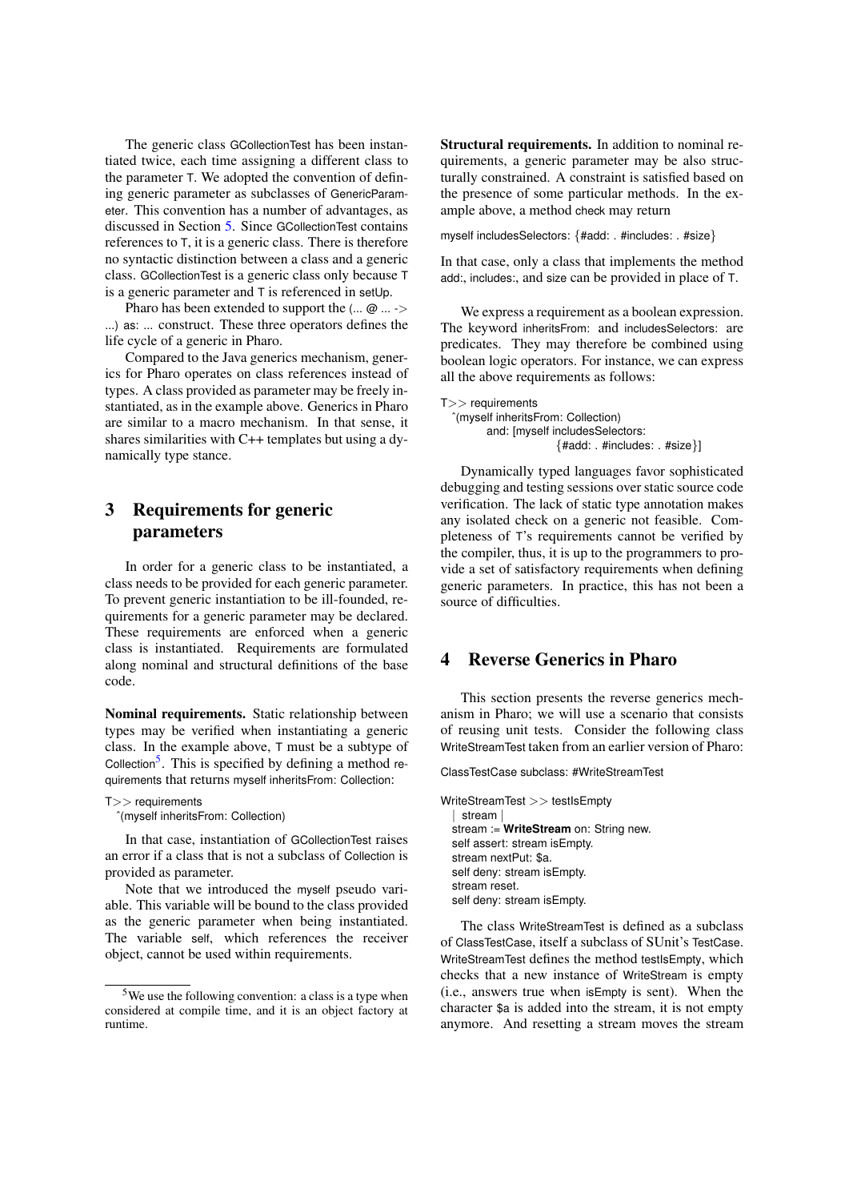The generic class GCollectionTest has been instantiated twice, each time assigning a different class to the parameter T. We adopted the convention of defining generic parameter as subclasses of GenericParameter. This convention has a number of advantages, as discussed in Section 5. Since GCollectionTest contains references to T, it is a generic class. There is therefore no syntactic distinction between a class and a generic class. GCollectionTest is a generic class only because T is a generic parameter and T is referenced in setUp.

Pharo has been extended to support the (... @ ... -> ...) as: ... construct. These three operators defines the life cycle of a generic in Pharo.

Compared to the Java generics mechanism, generics for Pharo operates on class references instead of types. A class provided as parameter may be freely instantiated, as in the example above. Generics in Pharo are similar to a macro mechanism. In that sense, it shares similarities with C++ templates but using a dynamically type stance.

## 3 Requirements for generic parameters

In order for a generic class to be instantiated, a class needs to be provided for each generic parameter. To prevent generic instantiation to be ill-founded, requirements for a generic parameter may be declared. These requirements are enforced when a generic class is instantiated. Requirements are formulated along nominal and structural definitions of the base code.

**Nominal requirements.** Static relationship between types may be verified when instantiating a generic class. In the example above, T must be a subtype of Collection[5]. This is specified by defining a method requirements that returns myself inheritsFrom: Collection:

```
T>> requirements
  ^(myself inheritsFrom: Collection)
```

In that case, instantiation of GCollectionTest raises an error if a class that is not a subclass of Collection is provided as parameter.

Note that we introduced the myself pseudo variable. This variable will be bound to the class provided as the generic parameter when being instantiated. The variable self, which references the receiver object, cannot be used within requirements.

[5] We use the following convention: a class is a type when considered at compile time, and it is an object factory at runtime.

**Structural requirements.** In addition to nominal requirements, a generic parameter may be also structurally constrained. A constraint is satisfied based on the presence of some particular methods. In the example above, a method check may return

```
myself includesSelectors: {#add: . #includes: . #size}
```

In that case, only a class that implements the method add:, includes:, and size can be provided in place of T.

We express a requirement as a boolean expression. The keyword inheritsFrom: and includesSelectors: are predicates. They may therefore be combined using boolean logic operators. For instance, we can express all the above requirements as follows:

```
T>> requirements
  ^(myself inheritsFrom: Collection)
        and: [myself includesSelectors:
                        {#add: . #includes: . #size}]
```

Dynamically typed languages favor sophisticated debugging and testing sessions over static source code verification. The lack of static type annotation makes any isolated check on a generic not feasible. Completeness of T's requirements cannot be verified by the compiler, thus, it is up to the programmers to provide a set of satisfactory requirements when defining generic parameters. In practice, this has not been a source of difficulties.

## 4 Reverse Generics in Pharo

This section presents the reverse generics mechanism in Pharo; we will use a scenario that consists of reusing unit tests. Consider the following class WriteStreamTest taken from an earlier version of Pharo:

```
ClassTestCase subclass: #WriteStreamTest

WriteStreamTest >> testIsEmpty
  | stream |
  stream := WriteStream on: String new.
  self assert: stream isEmpty.
  stream nextPut: $a.
  self deny: stream isEmpty.
  stream reset.
  self deny: stream isEmpty.
```

The class WriteStreamTest is defined as a subclass of ClassTestCase, itself a subclass of SUnit's TestCase. WriteStreamTest defines the method testIsEmpty, which checks that a new instance of WriteStream is empty (i.e., answers true when isEmpty is sent). When the character $a is added into the stream, it is not empty anymore. And resetting a stream moves the stream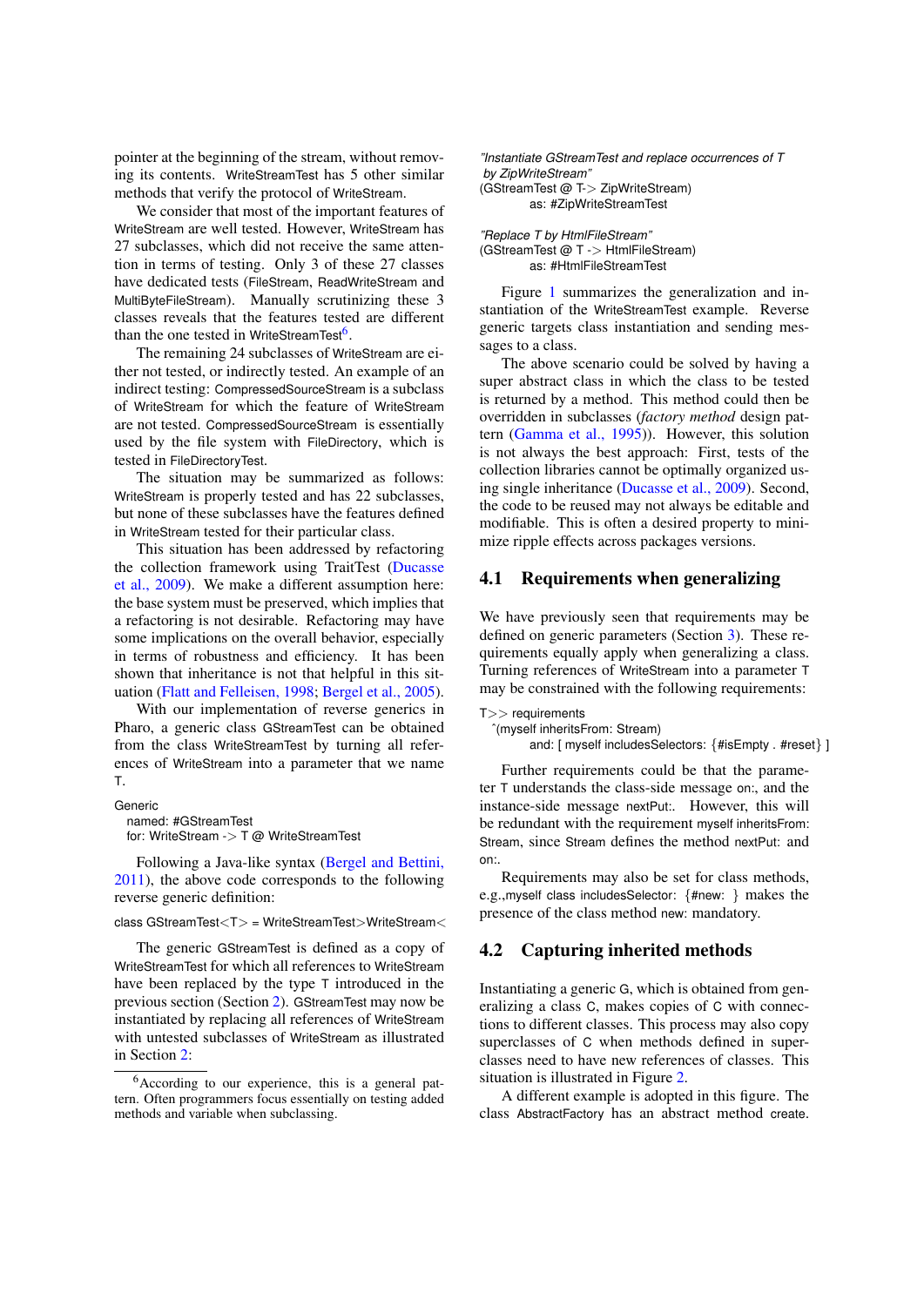pointer at the beginning of the stream, without removing its contents. WriteStreamTest has 5 other similar methods that verify the protocol of WriteStream.

We consider that most of the important features of WriteStream are well tested. However, WriteStream has 27 subclasses, which did not receive the same attention in terms of testing. Only 3 of these 27 classes have dedicated tests (FileStream, ReadWriteStream and MultiByteFileStream). Manually scrutinizing these 3 classes reveals that the features tested are different than the one tested in WriteStreamTest[6].

The remaining 24 subclasses of WriteStream are either not tested, or indirectly tested. An example of an indirect testing: CompressedSourceStream is a subclass of WriteStream for which the feature of WriteStream are not tested. CompressedSourceStream is essentially used by the file system with FileDirectory, which is tested in FileDirectoryTest.

The situation may be summarized as follows: WriteStream is properly tested and has 22 subclasses, but none of these subclasses have the features defined in WriteStream tested for their particular class.

This situation has been addressed by refactoring the collection framework using TraitTest (Ducasse et al., 2009). We make a different assumption here: the base system must be preserved, which implies that a refactoring is not desirable. Refactoring may have some implications on the overall behavior, especially in terms of robustness and efficiency. It has been shown that inheritance is not that helpful in this situation (Flatt and Felleisen, 1998; Bergel et al., 2005).

With our implementation of reverse generics in Pharo, a generic class GStreamTest can be obtained from the class WriteStreamTest by turning all references of WriteStream into a parameter that we name T.

```
Generic
  named: #GStreamTest
  for: WriteStream -> T @ WriteStreamTest
```

Following a Java-like syntax (Bergel and Bettini, 2011), the above code corresponds to the following reverse generic definition:

```
class GStreamTest<T> = WriteStreamTest>WriteStream<
```

The generic GStreamTest is defined as a copy of WriteStreamTest for which all references to WriteStream have been replaced by the type T introduced in the previous section (Section 2). GStreamTest may now be instantiated by replacing all references of WriteStream with untested subclasses of WriteStream as illustrated in Section 2:

```
"Instantiate GStreamTest and replace occurrences of T
 by ZipWriteStream"
(GStreamTest @ T-> ZipWriteStream)
        as: #ZipWriteStreamTest

"Replace T by HtmlFileStream"
(GStreamTest @ T -> HtmlFileStream)
        as: #HtmlFileStreamTest
```

Figure 1 summarizes the generalization and instantiation of the WriteStreamTest example. Reverse generic targets class instantiation and sending messages to a class.

The above scenario could be solved by having a super abstract class in which the class to be tested is returned by a method. This method could then be overridden in subclasses (*factory method* design pattern (Gamma et al., 1995)). However, this solution is not always the best approach: First, tests of the collection libraries cannot be optimally organized using single inheritance (Ducasse et al., 2009). Second, the code to be reused may not always be editable and modifiable. This is often a desired property to minimize ripple effects across packages versions.

## 4.1 Requirements when generalizing

We have previously seen that requirements may be defined on generic parameters (Section 3). These requirements equally apply when generalizing a class. Turning references of WriteStream into a parameter T may be constrained with the following requirements:

```
T>> requirements
  ^(myself inheritsFrom: Stream)
        and: [ myself includesSelectors: {#isEmpty . #reset} ]
```

Further requirements could be that the parameter T understands the class-side message on:, and the instance-side message nextPut:. However, this will be redundant with the requirement myself inheritsFrom: Stream, since Stream defines the method nextPut: and on:.

Requirements may also be set for class methods, e.g.,myself class includesSelector: {#new: } makes the presence of the class method new: mandatory.

## 4.2 Capturing inherited methods

Instantiating a generic G, which is obtained from generalizing a class C, makes copies of C with connections to different classes. This process may also copy superclasses of C when methods defined in superclasses need to have new references of classes. This situation is illustrated in Figure 2.

A different example is adopted in this figure. The class AbstractFactory has an abstract method create.

[6] According to our experience, this is a general pattern. Often programmers focus essentially on testing added methods and variable when subclassing.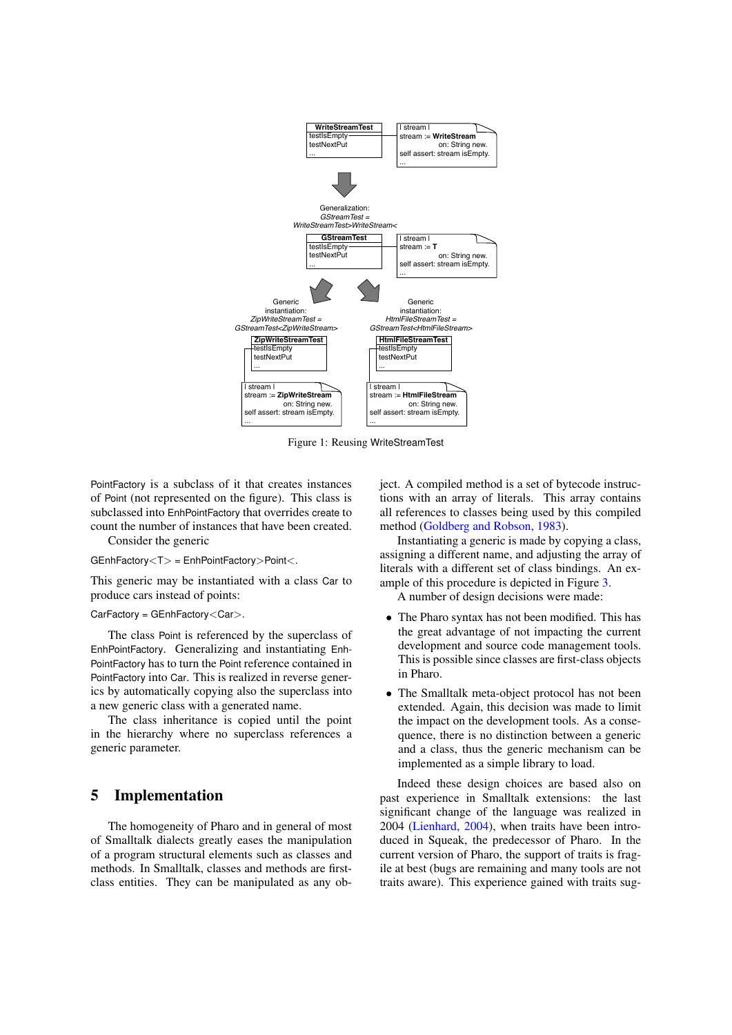WriteStreamTest
testIsEmpty
testNextPut
...

| stream |
stream := **WriteStream**
on: String new.
self assert: stream isEmpty.
...

Generalization:
*GStreamTest = WriteStreamTest>WriteStream<*

GStreamTest
testIsEmpty
testNextPut
...

| stream |
stream := **T**
on: String new.
self assert: stream isEmpty.
...

Generic instantiation:
*ZipWriteStreamTest = GStreamTest<ZipWriteStream>*

Generic instantiation:
*HtmlFileStreamTest = GStreamTest<HtmlFileStream>*

ZipWriteStreamTest
testIsEmpty
testNextPut
...

| stream |
stream := **ZipWriteStream**
on: String new.
self assert: stream isEmpty.
...

HtmlFileStreamTest
testIsEmpty
testNextPut
...

| stream |
stream := **HtmlFileStream**
on: String new.
self assert: stream isEmpty.
...

Figure 1: Reusing WriteStreamTest

PointFactory is a subclass of it that creates instances of Point (not represented on the figure). This class is subclassed into EnhPointFactory that overrides create to count the number of instances that have been created.

Consider the generic

GEnhFactory<T> = EnhPointFactory>Point<.

This generic may be instantiated with a class Car to produce cars instead of points:

CarFactory = GEnhFactory<Car>.

The class Point is referenced by the superclass of EnhPointFactory. Generalizing and instantiating EnhPointFactory has to turn the Point reference contained in PointFactory into Car. This is realized in reverse generics by automatically copying also the superclass into a new generic class with a generated name.

The class inheritance is copied until the point in the hierarchy where no superclass references a generic parameter.

## 5 Implementation

The homogeneity of Pharo and in general of most of Smalltalk dialects greatly eases the manipulation of a program structural elements such as classes and methods. In Smalltalk, classes and methods are first-class entities. They can be manipulated as any object. A compiled method is a set of bytecode instructions with an array of literals. This array contains all references to classes being used by this compiled method (Goldberg and Robson, 1983).

Instantiating a generic is made by copying a class, assigning a different name, and adjusting the array of literals with a different set of class bindings. An example of this procedure is depicted in Figure 3.

A number of design decisions were made:

- The Pharo syntax has not been modified. This has the great advantage of not impacting the current development and source code management tools. This is possible since classes are first-class objects in Pharo.
- The Smalltalk meta-object protocol has not been extended. Again, this decision was made to limit the impact on the development tools. As a consequence, there is no distinction between a generic and a class, thus the generic mechanism can be implemented as a simple library to load.

Indeed these design choices are based also on past experience in Smalltalk extensions: the last significant change of the language was realized in 2004 (Lienhard, 2004), when traits have been introduced in Squeak, the predecessor of Pharo. In the current version of Pharo, the support of traits is fragile at best (bugs are remaining and many tools are not traits aware). This experience gained with traits sug-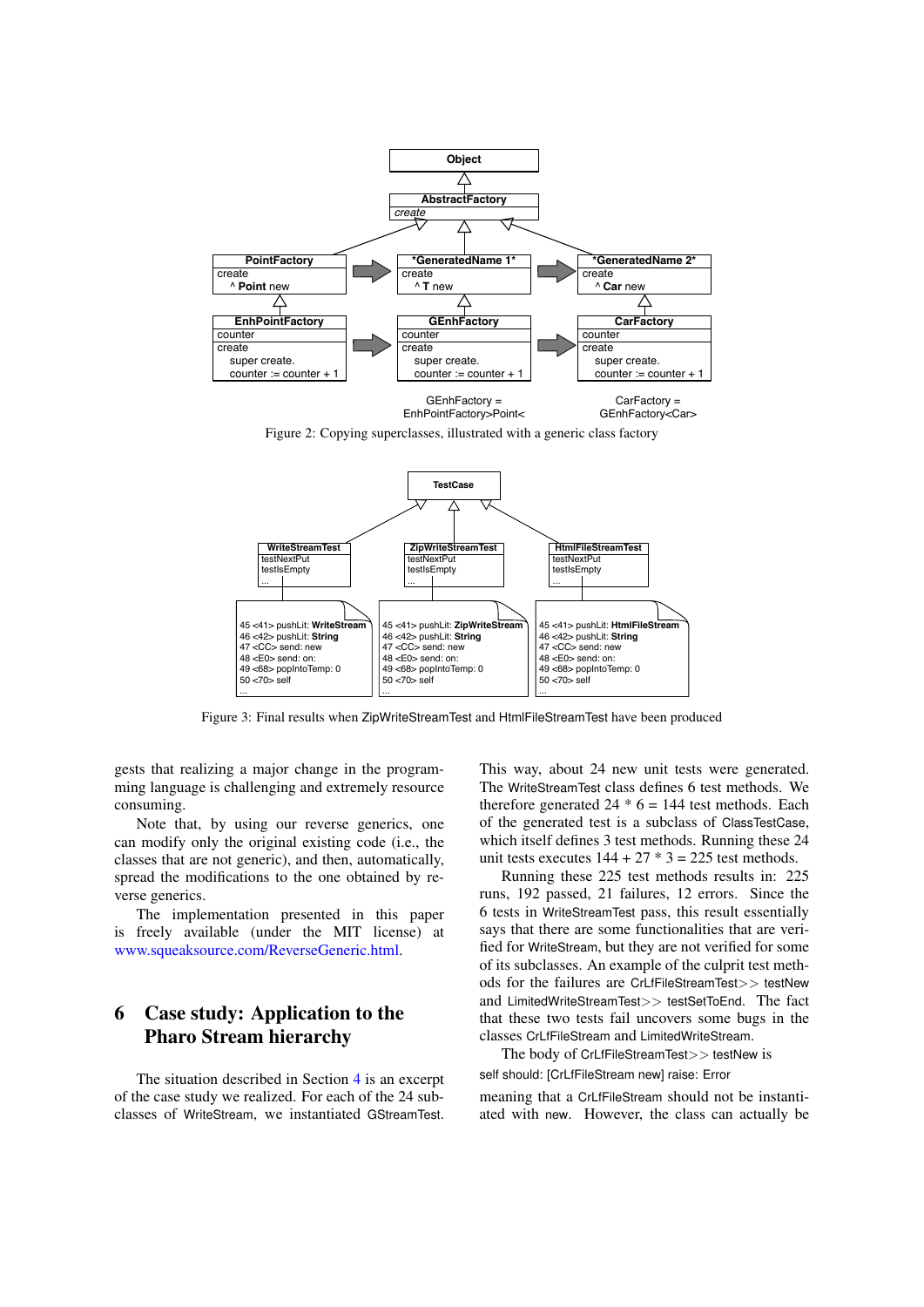Figure 2: Copying superclasses, illustrated with a generic class factory

Figure 3: Final results when ZipWriteStreamTest and HtmlFileStreamTest have been produced

gests that realizing a major change in the programming language is challenging and extremely resource consuming.

Note that, by using our reverse generics, one can modify only the original existing code (i.e., the classes that are not generic), and then, automatically, spread the modifications to the one obtained by reverse generics.

The implementation presented in this paper is freely available (under the MIT license) at www.squeaksource.com/ReverseGeneric.html.

## 6 Case study: Application to the Pharo Stream hierarchy

The situation described in Section 4 is an excerpt of the case study we realized. For each of the 24 subclasses of WriteStream, we instantiated GStreamTest. This way, about 24 new unit tests were generated. The WriteStreamTest class defines 6 test methods. We therefore generated 24 * 6 = 144 test methods. Each of the generated test is a subclass of ClassTestCase, which itself defines 3 test methods. Running these 24 unit tests executes 144 + 27 * 3 = 225 test methods.

Running these 225 test methods results in: 225 runs, 192 passed, 21 failures, 12 errors. Since the 6 tests in WriteStreamTest pass, this result essentially says that there are some functionalities that are verified for WriteStream, but they are not verified for some of its subclasses. An example of the culprit test methods for the failures are CrLfFileStreamTest>> testNew and LimitedWriteStreamTest>> testSetToEnd. The fact that these two tests fail uncovers some bugs in the classes CrLfFileStream and LimitedWriteStream.

The body of CrLfFileStreamTest>> testNew is

```
self should: [CrLfFileStream new] raise: Error
```

meaning that a CrLfFileStream should not be instantiated with new. However, the class can actually be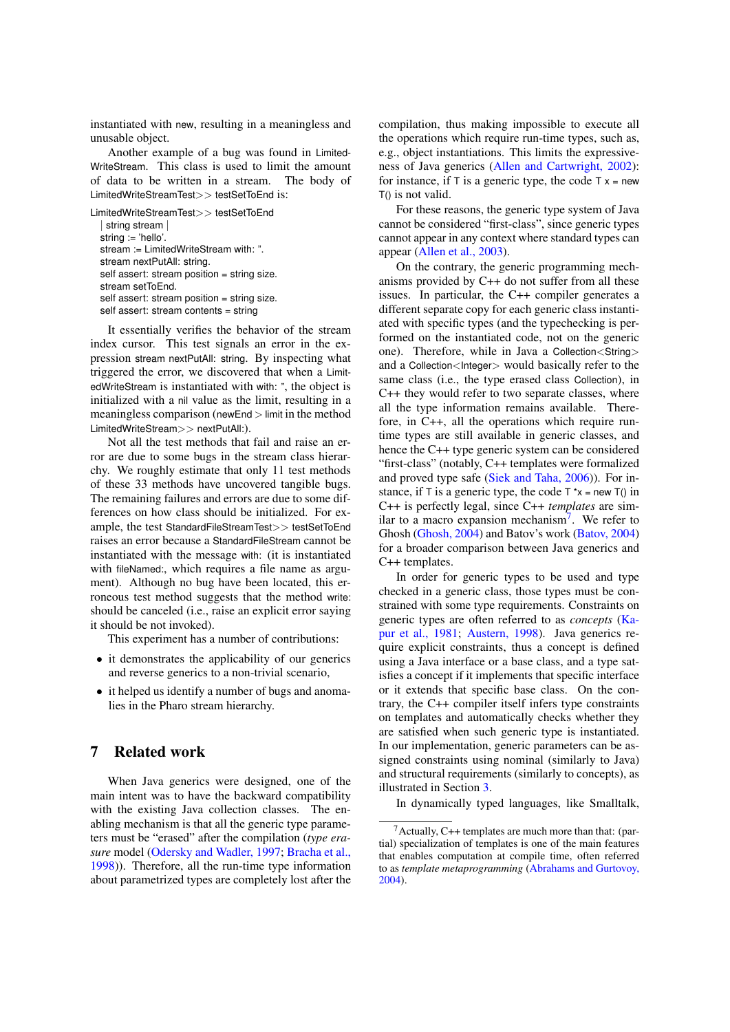instantiated with new, resulting in a meaningless and unusable object.

Another example of a bug was found in LimitedWriteStream. This class is used to limit the amount of data to be written in a stream. The body of LimitedWriteStreamTest>> testSetToEnd is:

```
LimitedWriteStreamTest>> testSetToEnd
  | string stream |
  string := 'hello'.
  stream := LimitedWriteStream with: ''.
  stream nextPutAll: string.
  self assert: stream position = string size.
  stream setToEnd.
  self assert: stream position = string size.
  self assert: stream contents = string
```

It essentially verifies the behavior of the stream index cursor. This test signals an error in the expression stream nextPutAll: string. By inspecting what triggered the error, we discovered that when a LimitedWriteStream is instantiated with with: '', the object is initialized with a nil value as the limit, resulting in a meaningless comparison (newEnd > limit in the method LimitedWriteStream>> nextPutAll:).

Not all the test methods that fail and raise an error are due to some bugs in the stream class hierarchy. We roughly estimate that only 11 test methods of these 33 methods have uncovered tangible bugs. The remaining failures and errors are due to some differences on how class should be initialized. For example, the test StandardFileStreamTest>> testSetToEnd raises an error because a StandardFileStream cannot be instantiated with the message with: (it is instantiated with fileNamed:, which requires a file name as argument). Although no bug have been located, this erroneous test method suggests that the method write: should be canceled (i.e., raise an explicit error saying it should be not invoked).

This experiment has a number of contributions:

- it demonstrates the applicability of our generics and reverse generics to a non-trivial scenario,
- it helped us identify a number of bugs and anomalies in the Pharo stream hierarchy.

# 7 Related work

When Java generics were designed, one of the main intent was to have the backward compatibility with the existing Java collection classes. The enabling mechanism is that all the generic type parameters must be "erased" after the compilation (*type erasure* model (Odersky and Wadler, 1997; Bracha et al., 1998)). Therefore, all the run-time type information about parametrized types are completely lost after the compilation, thus making impossible to execute all the operations which require run-time types, such as, e.g., object instantiations. This limits the expressiveness of Java generics (Allen and Cartwright, 2002): for instance, if T is a generic type, the code T x = new T() is not valid.

For these reasons, the generic type system of Java cannot be considered "first-class", since generic types cannot appear in any context where standard types can appear (Allen et al., 2003).

On the contrary, the generic programming mechanisms provided by C++ do not suffer from all these issues. In particular, the C++ compiler generates a different separate copy for each generic class instantiated with specific types (and the typechecking is performed on the instantiated code, not on the generic one). Therefore, while in Java a Collection<String> and a Collection<Integer> would basically refer to the same class (i.e., the type erased class Collection), in C++ they would refer to two separate classes, where all the type information remains available. Therefore, in C++, all the operations which require runtime types are still available in generic classes, and hence the C++ type generic system can be considered "first-class" (notably, C++ templates were formalized and proved type safe (Siek and Taha, 2006)). For instance, if T is a generic type, the code T *x = new T() in C++ is perfectly legal, since C++ *templates* are similar to a macro expansion mechanism[7]. We refer to Ghosh (Ghosh, 2004) and Batov's work (Batov, 2004) for a broader comparison between Java generics and C++ templates.

In order for generic types to be used and type checked in a generic class, those types must be constrained with some type requirements. Constraints on generic types are often referred to as *concepts* (Kapur et al., 1981; Austern, 1998). Java generics require explicit constraints, thus a concept is defined using a Java interface or a base class, and a type satisfies a concept if it implements that specific interface or it extends that specific base class. On the contrary, the C++ compiler itself infers type constraints on templates and automatically checks whether they are satisfied when such generic type is instantiated. In our implementation, generic parameters can be assigned constraints using nominal (similarly to Java) and structural requirements (similarly to concepts), as illustrated in Section 3.

In dynamically typed languages, like Smalltalk,

[7] Actually, C++ templates are much more than that: (partial) specialization of templates is one of the main features that enables computation at compile time, often referred to as *template metaprogramming* (Abrahams and Gurtovoy, 2004).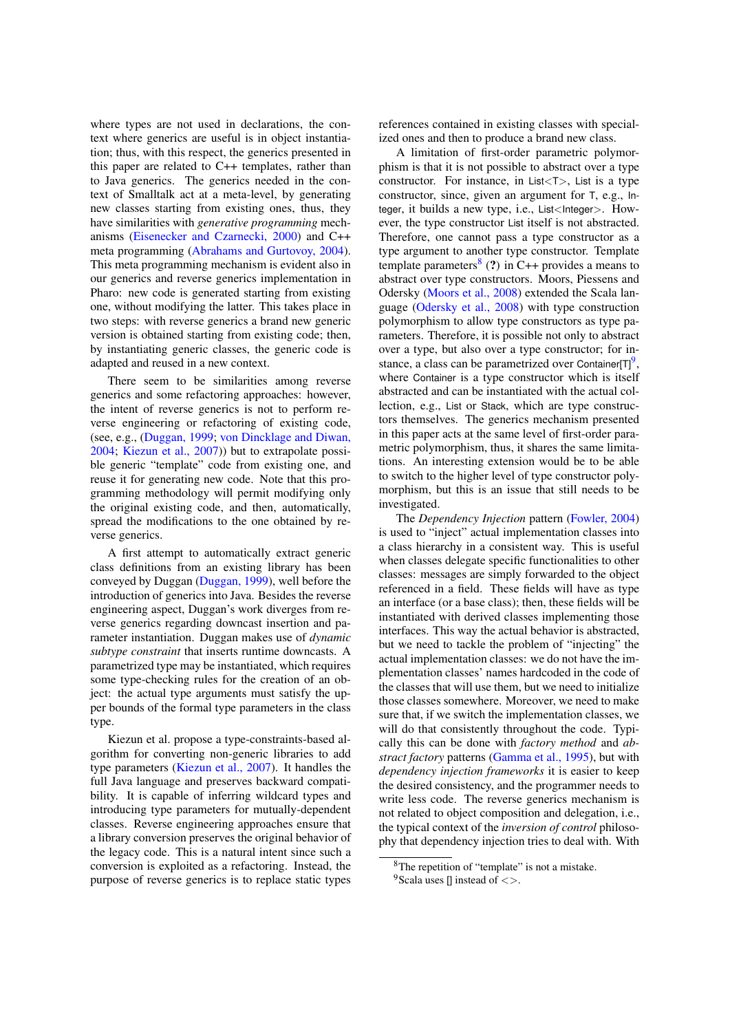where types are not used in declarations, the context where generics are useful is in object instantiation; thus, with this respect, the generics presented in this paper are related to C++ templates, rather than to Java generics. The generics needed in the context of Smalltalk act at a meta-level, by generating new classes starting from existing ones, thus, they have similarities with *generative programming* mechanisms (Eisenecker and Czarnecki, 2000) and C++ meta programming (Abrahams and Gurtovoy, 2004). This meta programming mechanism is evident also in our generics and reverse generics implementation in Pharo: new code is generated starting from existing one, without modifying the latter. This takes place in two steps: with reverse generics a brand new generic version is obtained starting from existing code; then, by instantiating generic classes, the generic code is adapted and reused in a new context.

There seem to be similarities among reverse generics and some refactoring approaches: however, the intent of reverse generics is not to perform reverse engineering or refactoring of existing code, (see, e.g., (Duggan, 1999; von Dincklage and Diwan, 2004; Kiezun et al., 2007)) but to extrapolate possible generic "template" code from existing one, and reuse it for generating new code. Note that this programming methodology will permit modifying only the original existing code, and then, automatically, spread the modifications to the one obtained by reverse generics.

A first attempt to automatically extract generic class definitions from an existing library has been conveyed by Duggan (Duggan, 1999), well before the introduction of generics into Java. Besides the reverse engineering aspect, Duggan's work diverges from reverse generics regarding downcast insertion and parameter instantiation. Duggan makes use of *dynamic subtype constraint* that inserts runtime downcasts. A parametrized type may be instantiated, which requires some type-checking rules for the creation of an object: the actual type arguments must satisfy the upper bounds of the formal type parameters in the class type.

Kiezun et al. propose a type-constraints-based algorithm for converting non-generic libraries to add type parameters (Kiezun et al., 2007). It handles the full Java language and preserves backward compatibility. It is capable of inferring wildcard types and introducing type parameters for mutually-dependent classes. Reverse engineering approaches ensure that a library conversion preserves the original behavior of the legacy code. This is a natural intent since such a conversion is exploited as a refactoring. Instead, the purpose of reverse generics is to replace static types references contained in existing classes with specialized ones and then to produce a brand new class.

A limitation of first-order parametric polymorphism is that it is not possible to abstract over a type constructor. For instance, in List<T>, List is a type constructor, since, given an argument for T, e.g., Integer, it builds a new type, i.e., List<Integer>. However, the type constructor List itself is not abstracted. Therefore, one cannot pass a type constructor as a type argument to another type constructor. Template template parameters[8] (?) in C++ provides a means to abstract over type constructors. Moors, Piessens and Odersky (Moors et al., 2008) extended the Scala language (Odersky et al., 2008) with type construction polymorphism to allow type constructors as type parameters. Therefore, it is possible not only to abstract over a type, but also over a type constructor; for instance, a class can be parametrized over Container[T][9], where Container is a type constructor which is itself abstracted and can be instantiated with the actual collection, e.g., List or Stack, which are type constructors themselves. The generics mechanism presented in this paper acts at the same level of first-order parametric polymorphism, thus, it shares the same limitations. An interesting extension would be to be able to switch to the higher level of type constructor polymorphism, but this is an issue that still needs to be investigated.

The *Dependency Injection* pattern (Fowler, 2004) is used to "inject" actual implementation classes into a class hierarchy in a consistent way. This is useful when classes delegate specific functionalities to other classes: messages are simply forwarded to the object referenced in a field. These fields will have as type an interface (or a base class); then, these fields will be instantiated with derived classes implementing those interfaces. This way the actual behavior is abstracted, but we need to tackle the problem of "injecting" the actual implementation classes: we do not have the implementation classes' names hardcoded in the code of the classes that will use them, but we need to initialize those classes somewhere. Moreover, we need to make sure that, if we switch the implementation classes, we will do that consistently throughout the code. Typically this can be done with *factory method* and *abstract factory* patterns (Gamma et al., 1995), but with *dependency injection frameworks* it is easier to keep the desired consistency, and the programmer needs to write less code. The reverse generics mechanism is not related to object composition and delegation, i.e., the typical context of the *inversion of control* philosophy that dependency injection tries to deal with. With

[8] The repetition of "template" is not a mistake.

[9] Scala uses [] instead of <>.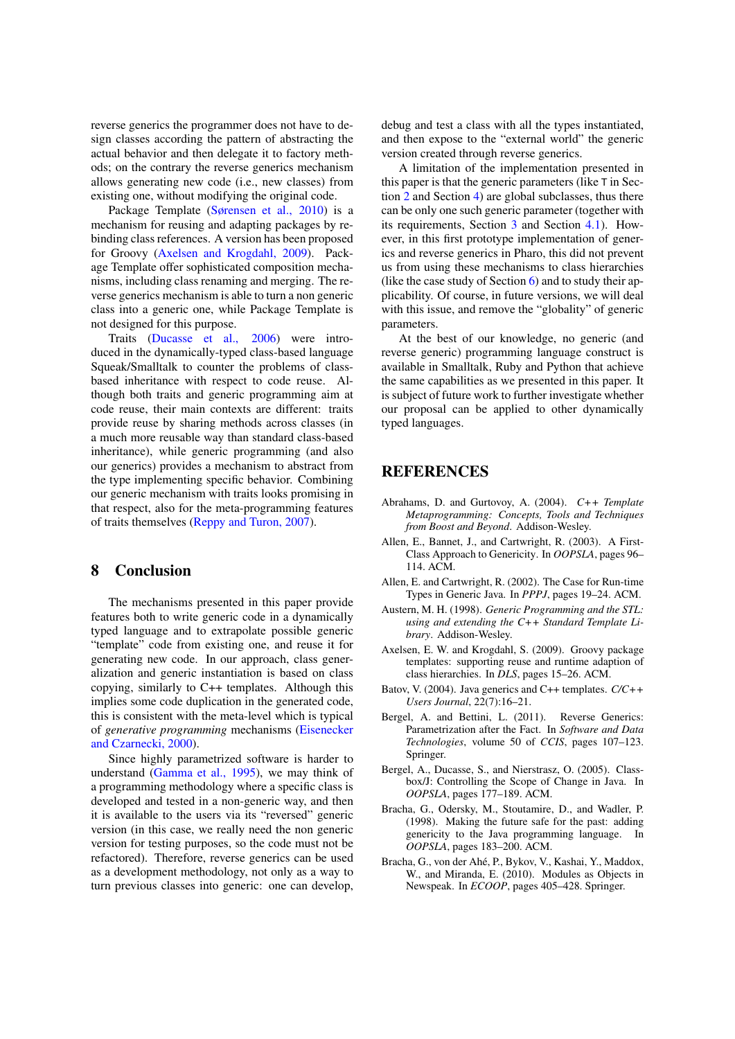reverse generics the programmer does not have to design classes according the pattern of abstracting the actual behavior and then delegate it to factory methods; on the contrary the reverse generics mechanism allows generating new code (i.e., new classes) from existing one, without modifying the original code.

Package Template (Sørensen et al., 2010) is a mechanism for reusing and adapting packages by rebinding class references. A version has been proposed for Groovy (Axelsen and Krogdahl, 2009). Package Template offer sophisticated composition mechanisms, including class renaming and merging. The reverse generics mechanism is able to turn a non generic class into a generic one, while Package Template is not designed for this purpose.

Traits (Ducasse et al., 2006) were introduced in the dynamically-typed class-based language Squeak/Smalltalk to counter the problems of class-based inheritance with respect to code reuse. Although both traits and generic programming aim at code reuse, their main contexts are different: traits provide reuse by sharing methods across classes (in a much more reusable way than standard class-based inheritance), while generic programming (and also our generics) provides a mechanism to abstract from the type implementing specific behavior. Combining our generic mechanism with traits looks promising in that respect, also for the meta-programming features of traits themselves (Reppy and Turon, 2007).

# 8 Conclusion

The mechanisms presented in this paper provide features both to write generic code in a dynamically typed language and to extrapolate possible generic "template" code from existing one, and reuse it for generating new code. In our approach, class generalization and generic instantiation is based on class copying, similarly to C++ templates. Although this implies some code duplication in the generated code, this is consistent with the meta-level which is typical of *generative programming* mechanisms (Eisenecker and Czarnecki, 2000).

Since highly parametrized software is harder to understand (Gamma et al., 1995), we may think of a programming methodology where a specific class is developed and tested in a non-generic way, and then it is available to the users via its "reversed" generic version (in this case, we really need the non generic version for testing purposes, so the code must not be refactored). Therefore, reverse generics can be used as a development methodology, not only as a way to turn previous classes into generic: one can develop, debug and test a class with all the types instantiated, and then expose to the "external world" the generic version created through reverse generics.

A limitation of the implementation presented in this paper is that the generic parameters (like `T` in Section 2 and Section 4) are global subclasses, thus there can be only one such generic parameter (together with its requirements, Section 3 and Section 4.1). However, in this first prototype implementation of generics and reverse generics in Pharo, this did not prevent us from using these mechanisms to class hierarchies (like the case study of Section 6) and to study their applicability. Of course, in future versions, we will deal with this issue, and remove the "globality" of generic parameters.

At the best of our knowledge, no generic (and reverse generic) programming language construct is available in Smalltalk, Ruby and Python that achieve the same capabilities as we presented in this paper. It is subject of future work to further investigate whether our proposal can be applied to other dynamically typed languages.

# REFERENCES

Abrahams, D. and Gurtovoy, A. (2004). *C++ Template Metaprogramming: Concepts, Tools and Techniques from Boost and Beyond*. Addison-Wesley.

Allen, E., Bannet, J., and Cartwright, R. (2003). A First-Class Approach to Genericity. In *OOPSLA*, pages 96–114. ACM.

Allen, E. and Cartwright, R. (2002). The Case for Run-time Types in Generic Java. In *PPPJ*, pages 19–24. ACM.

Austern, M. H. (1998). *Generic Programming and the STL: using and extending the C++ Standard Template Library*. Addison-Wesley.

Axelsen, E. W. and Krogdahl, S. (2009). Groovy package templates: supporting reuse and runtime adaption of class hierarchies. In *DLS*, pages 15–26. ACM.

Batov, V. (2004). Java generics and C++ templates. *C/C++ Users Journal*, 22(7):16–21.

Bergel, A. and Bettini, L. (2011). Reverse Generics: Parametrization after the Fact. In *Software and Data Technologies*, volume 50 of *CCIS*, pages 107–123. Springer.

Bergel, A., Ducasse, S., and Nierstrasz, O. (2005). Classbox/J: Controlling the Scope of Change in Java. In *OOPSLA*, pages 177–189. ACM.

Bracha, G., Odersky, M., Stoutamire, D., and Wadler, P. (1998). Making the future safe for the past: adding genericity to the Java programming language. In *OOPSLA*, pages 183–200. ACM.

Bracha, G., von der Ahé, P., Bykov, V., Kashai, Y., Maddox, W., and Miranda, E. (2010). Modules as Objects in Newspeak. In *ECOOP*, pages 405–428. Springer.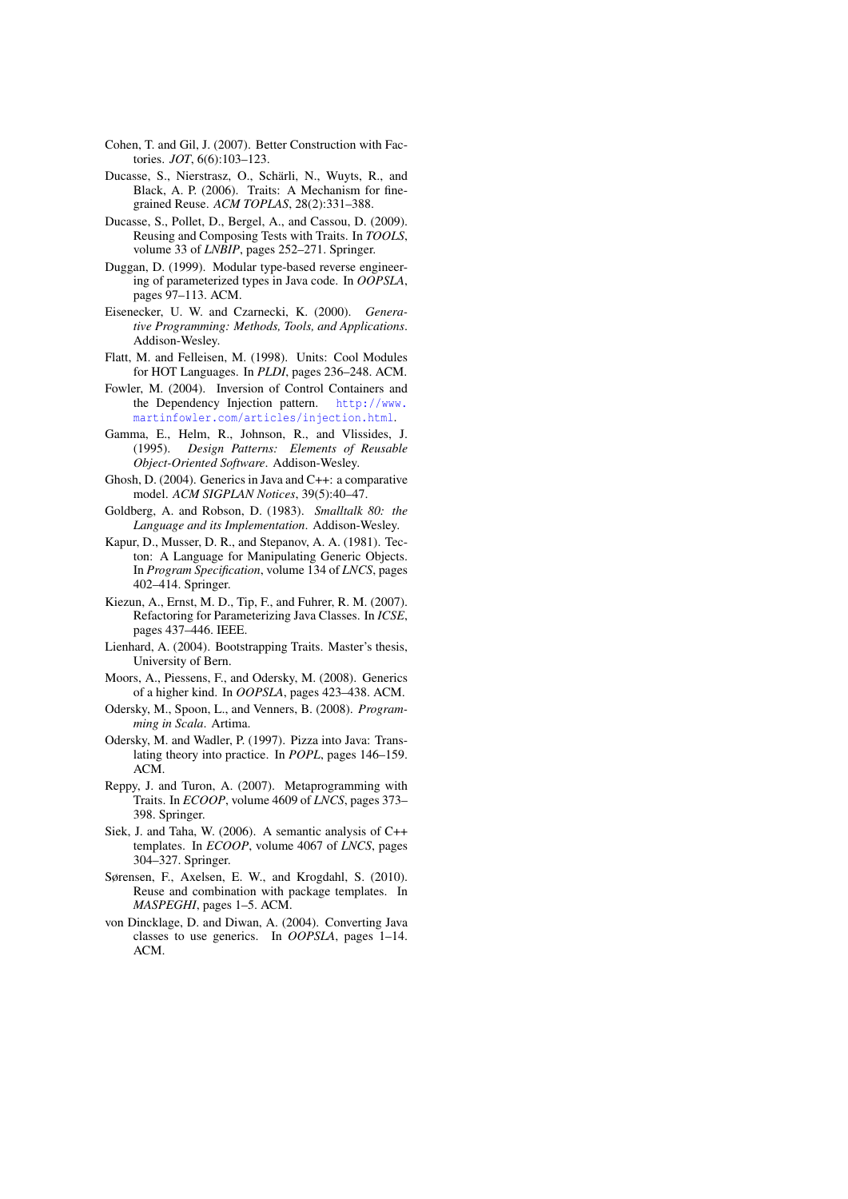Cohen, T. and Gil, J. (2007). Better Construction with Factories. *JOT*, 6(6):103–123.

Ducasse, S., Nierstrasz, O., Schärli, N., Wuyts, R., and Black, A. P. (2006). Traits: A Mechanism for fine-grained Reuse. *ACM TOPLAS*, 28(2):331–388.

Ducasse, S., Pollet, D., Bergel, A., and Cassou, D. (2009). Reusing and Composing Tests with Traits. In *TOOLS*, volume 33 of *LNBIP*, pages 252–271. Springer.

Duggan, D. (1999). Modular type-based reverse engineering of parameterized types in Java code. In *OOPSLA*, pages 97–113. ACM.

Eisenecker, U. W. and Czarnecki, K. (2000). *Generative Programming: Methods, Tools, and Applications*. Addison-Wesley.

Flatt, M. and Felleisen, M. (1998). Units: Cool Modules for HOT Languages. In *PLDI*, pages 236–248. ACM.

Fowler, M. (2004). Inversion of Control Containers and the Dependency Injection pattern. http://www.martinfowler.com/articles/injection.html.

Gamma, E., Helm, R., Johnson, R., and Vlissides, J. (1995). *Design Patterns: Elements of Reusable Object-Oriented Software*. Addison-Wesley.

Ghosh, D. (2004). Generics in Java and C++: a comparative model. *ACM SIGPLAN Notices*, 39(5):40–47.

Goldberg, A. and Robson, D. (1983). *Smalltalk 80: the Language and its Implementation*. Addison-Wesley.

Kapur, D., Musser, D. R., and Stepanov, A. A. (1981). Tecton: A Language for Manipulating Generic Objects. In *Program Specification*, volume 134 of *LNCS*, pages 402–414. Springer.

Kiezun, A., Ernst, M. D., Tip, F., and Fuhrer, R. M. (2007). Refactoring for Parameterizing Java Classes. In *ICSE*, pages 437–446. IEEE.

Lienhard, A. (2004). Bootstrapping Traits. Master's thesis, University of Bern.

Moors, A., Piessens, F., and Odersky, M. (2008). Generics of a higher kind. In *OOPSLA*, pages 423–438. ACM.

Odersky, M., Spoon, L., and Venners, B. (2008). *Programming in Scala*. Artima.

Odersky, M. and Wadler, P. (1997). Pizza into Java: Translating theory into practice. In *POPL*, pages 146–159. ACM.

Reppy, J. and Turon, A. (2007). Metaprogramming with Traits. In *ECOOP*, volume 4609 of *LNCS*, pages 373–398. Springer.

Siek, J. and Taha, W. (2006). A semantic analysis of C++ templates. In *ECOOP*, volume 4067 of *LNCS*, pages 304–327. Springer.

Sørensen, F., Axelsen, E. W., and Krogdahl, S. (2010). Reuse and combination with package templates. In *MASPEGHI*, pages 1–5. ACM.

von Dincklage, D. and Diwan, A. (2004). Converting Java classes to use generics. In *OOPSLA*, pages 1–14. ACM.